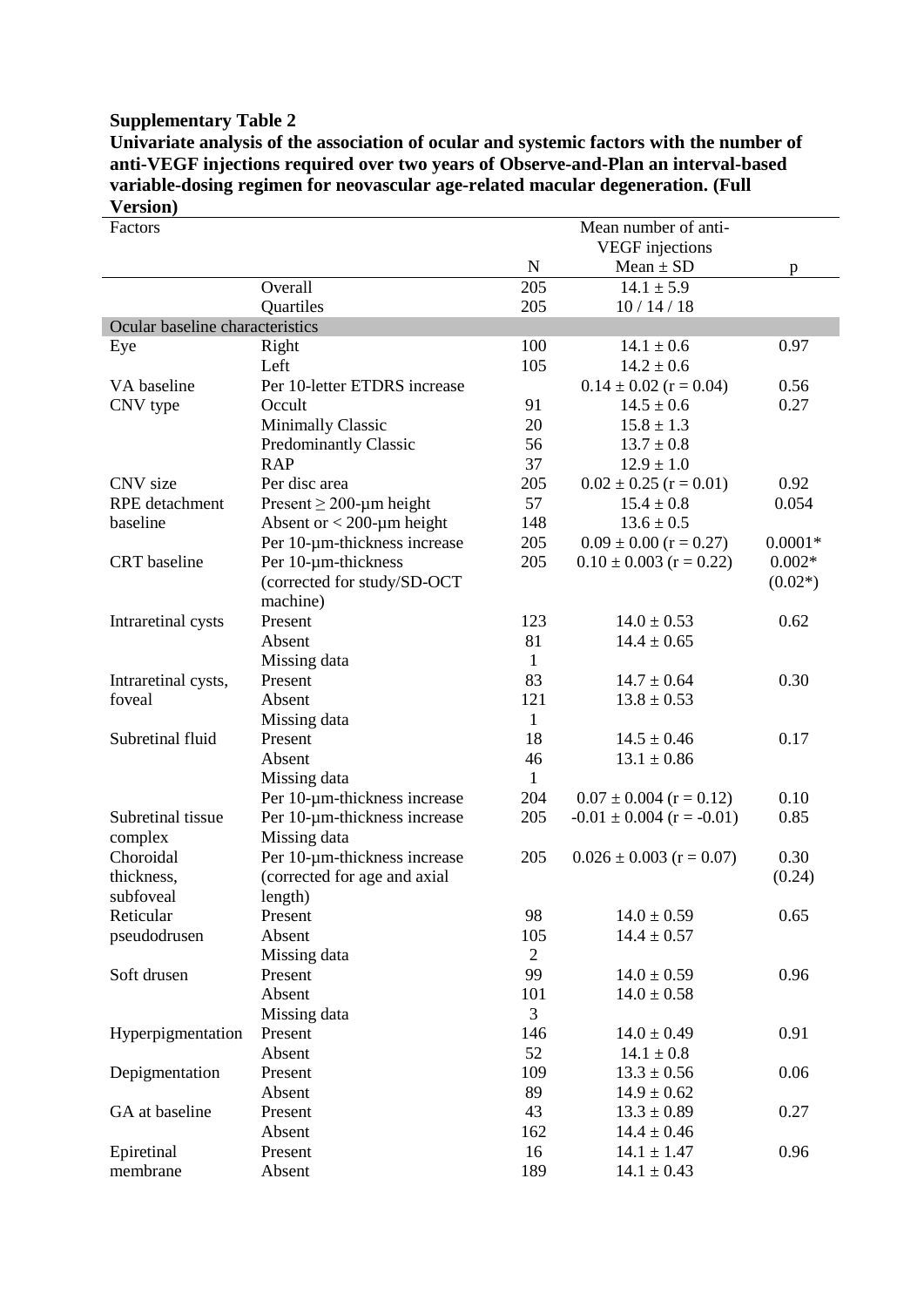**Supplementary Table 2**

**Univariate analysis of the association of ocular and systemic factors with the number of anti-VEGF injections required over two years of Observe-and-Plan an interval-based variable-dosing regimen for neovascular age-related macular degeneration. (Full Version)**

| Factors | | | Mean number of anti-VEGF injections | |
|---|---|---|---|---|
| | | N | Mean ± SD | p |
| | Overall | 205 | 14.1 ± 5.9 | |
| | Quartiles | 205 | 10 / 14 / 18 | |
| Ocular baseline characteristics | | | | |
| Eye | Right | 100 | 14.1 ± 0.6 | 0.97 |
| | Left | 105 | 14.2 ± 0.6 | |
| VA baseline | Per 10-letter ETDRS increase | | 0.14 ± 0.02 (r = 0.04) | 0.56 |
| CNV type | Occult | 91 | 14.5 ± 0.6 | 0.27 |
| | Minimally Classic | 20 | 15.8 ± 1.3 | |
| | Predominantly Classic | 56 | 13.7 ± 0.8 | |
| | RAP | 37 | 12.9 ± 1.0 | |
| CNV size | Per disc area | 205 | 0.02 ± 0.25 (r = 0.01) | 0.92 |
| RPE detachment baseline | Present ≥ 200-µm height | 57 | 15.4 ± 0.8 | 0.054 |
| | Absent or < 200-µm height | 148 | 13.6 ± 0.5 | |
| | Per 10-µm-thickness increase | 205 | 0.09 ± 0.00 (r = 0.27) | 0.0001* |
| CRT baseline | Per 10-µm-thickness (corrected for study/SD-OCT machine) | 205 | 0.10 ± 0.003 (r = 0.22) | 0.002* (0.02*) |
| Intraretinal cysts | Present | 123 | 14.0 ± 0.53 | 0.62 |
| | Absent | 81 | 14.4 ± 0.65 | |
| | Missing data | 1 | | |
| Intraretinal cysts, foveal | Present | 83 | 14.7 ± 0.64 | 0.30 |
| | Absent | 121 | 13.8 ± 0.53 | |
| | Missing data | 1 | | |
| Subretinal fluid | Present | 18 | 14.5 ± 0.46 | 0.17 |
| | Absent | 46 | 13.1 ± 0.86 | |
| | Missing data | 1 | | |
| | Per 10-µm-thickness increase | 204 | 0.07 ± 0.004 (r = 0.12) | 0.10 |
| Subretinal tissue complex | Per 10-µm-thickness increase | 205 | -0.01 ± 0.004 (r = -0.01) | 0.85 |
| | Missing data | | | |
| Choroidal thickness, subfoveal | Per 10-µm-thickness increase (corrected for age and axial length) | 205 | 0.026 ± 0.003 (r = 0.07) | 0.30 (0.24) |
| Reticular pseudodrusen | Present | 98 | 14.0 ± 0.59 | 0.65 |
| | Absent | 105 | 14.4 ± 0.57 | |
| | Missing data | 2 | | |
| Soft drusen | Present | 99 | 14.0 ± 0.59 | 0.96 |
| | Absent | 101 | 14.0 ± 0.58 | |
| | Missing data | 3 | | |
| Hyperpigmentation | Present | 146 | 14.0 ± 0.49 | 0.91 |
| | Absent | 52 | 14.1 ± 0.8 | |
| Depigmentation | Present | 109 | 13.3 ± 0.56 | 0.06 |
| | Absent | 89 | 14.9 ± 0.62 | |
| GA at baseline | Present | 43 | 13.3 ± 0.89 | 0.27 |
| | Absent | 162 | 14.4 ± 0.46 | |
| Epiretinal membrane | Present | 16 | 14.1 ± 1.47 | 0.96 |
| | Absent | 189 | 14.1 ± 0.43 | |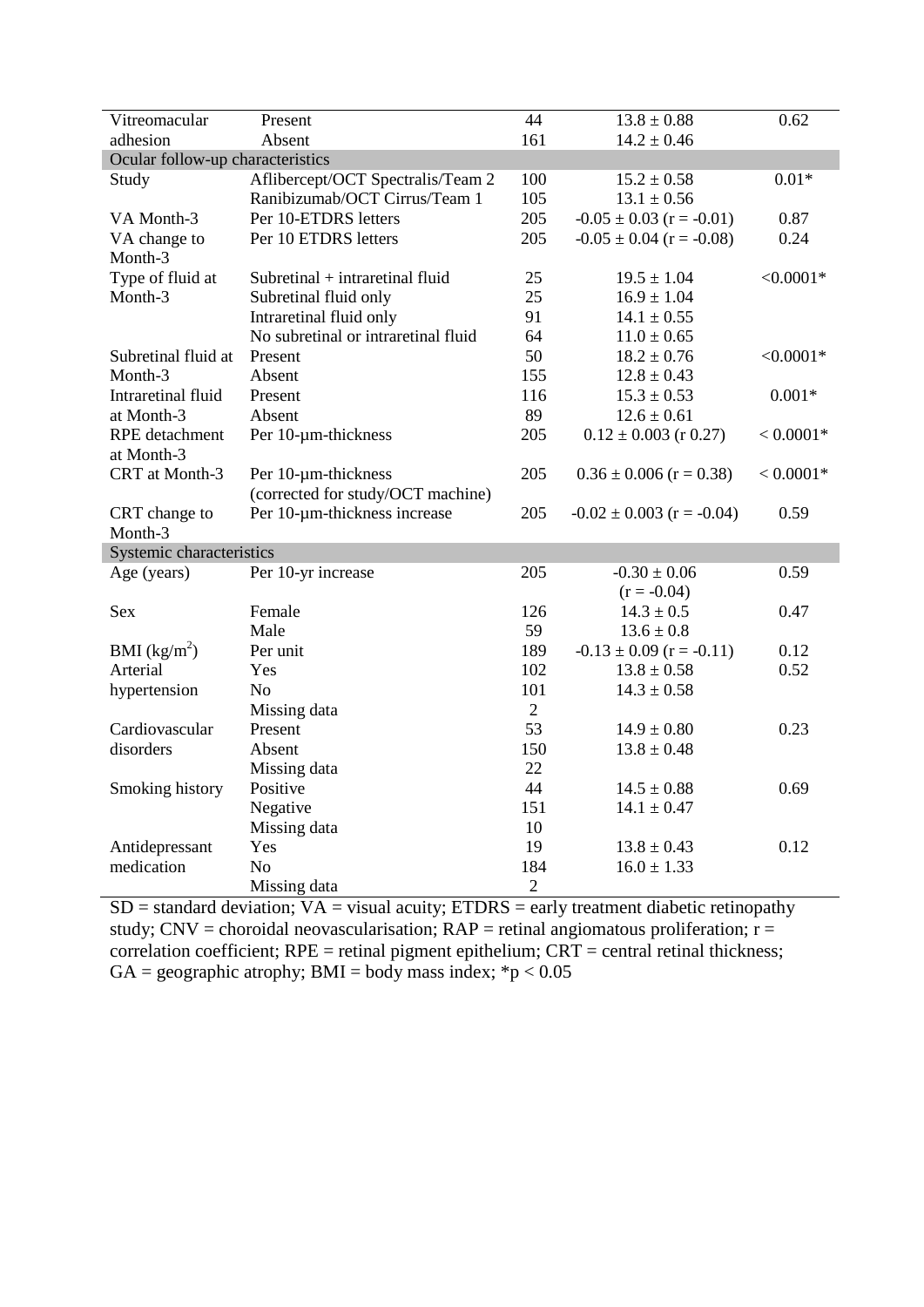| | | | | |
|---|---|---|---|---|
| Vitreomacular adhesion | Present | 44 | 13.8 ± 0.88 | 0.62 |
| | Absent | 161 | 14.2 ± 0.46 | |
| Ocular follow-up characteristics | | | | |
| Study | Aflibercept/OCT Spectralis/Team 2 | 100 | 15.2 ± 0.58 | 0.01* |
| | Ranibizumab/OCT Cirrus/Team 1 | 105 | 13.1 ± 0.56 | |
| VA Month-3 | Per 10-ETDRS letters | 205 | -0.05 ± 0.03 (r = -0.01) | 0.87 |
| VA change to Month-3 | Per 10 ETDRS letters | 205 | -0.05 ± 0.04 (r = -0.08) | 0.24 |
| Type of fluid at Month-3 | Subretinal + intraretinal fluid | 25 | 19.5 ± 1.04 | <0.0001* |
| | Subretinal fluid only | 25 | 16.9 ± 1.04 | |
| | Intraretinal fluid only | 91 | 14.1 ± 0.55 | |
| | No subretinal or intraretinal fluid | 64 | 11.0 ± 0.65 | |
| Subretinal fluid at Month-3 | Present | 50 | 18.2 ± 0.76 | <0.0001* |
| | Absent | 155 | 12.8 ± 0.43 | |
| Intraretinal fluid at Month-3 | Present | 116 | 15.3 ± 0.53 | 0.001* |
| | Absent | 89 | 12.6 ± 0.61 | |
| RPE detachment at Month-3 | Per 10-µm-thickness | 205 | 0.12 ± 0.003 (r 0.27) | < 0.0001* |
| CRT at Month-3 | Per 10-µm-thickness (corrected for study/OCT machine) | 205 | 0.36 ± 0.006 (r = 0.38) | < 0.0001* |
| CRT change to Month-3 | Per 10-µm-thickness increase | 205 | -0.02 ± 0.003 (r = -0.04) | 0.59 |
| Systemic characteristics | | | | |
| Age (years) | Per 10-yr increase | 205 | -0.30 ± 0.06 (r = -0.04) | 0.59 |
| Sex | Female | 126 | 14.3 ± 0.5 | 0.47 |
| | Male | 59 | 13.6 ± 0.8 | |
| BMI (kg/m$^2$) | Per unit | 189 | -0.13 ± 0.09 (r = -0.11) | 0.12 |
| Arterial hypertension | Yes | 102 | 13.8 ± 0.58 | 0.52 |
| | No | 101 | 14.3 ± 0.58 | |
| | Missing data | 2 | | |
| Cardiovascular disorders | Present | 53 | 14.9 ± 0.80 | 0.23 |
| | Absent | 150 | 13.8 ± 0.48 | |
| | Missing data | 22 | | |
| Smoking history | Positive | 44 | 14.5 ± 0.88 | 0.69 |
| | Negative | 151 | 14.1 ± 0.47 | |
| | Missing data | 10 | | |
| Antidepressant medication | Yes | 19 | 13.8 ± 0.43 | 0.12 |
| | No | 184 | 16.0 ± 1.33 | |
| | Missing data | 2 | | |

SD = standard deviation; VA = visual acuity; ETDRS = early treatment diabetic retinopathy study; CNV = choroidal neovascularisation; RAP = retinal angiomatous proliferation; r = correlation coefficient; RPE = retinal pigment epithelium; CRT = central retinal thickness; GA = geographic atrophy; BMI = body mass index; *$p < 0.05$